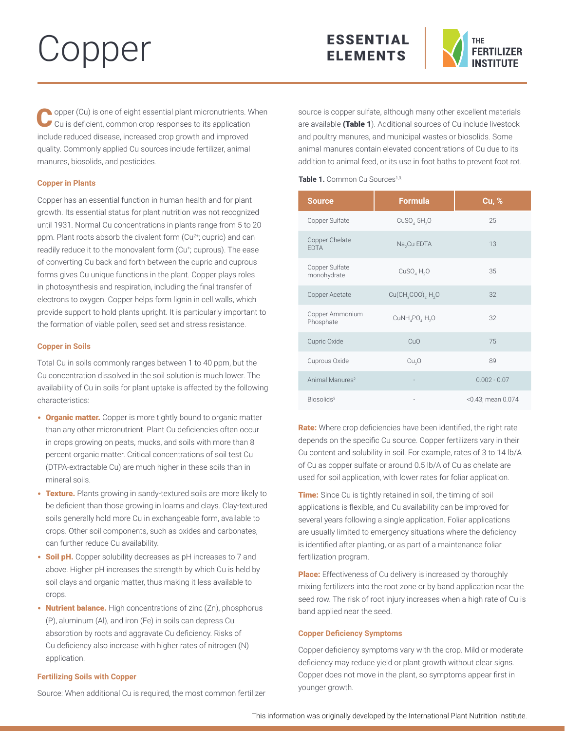# Copper

ESSENTIAL ELEMENTS

THE FERTILIZER INSTITUTE

Copper (Cu) is one of eight essential plant micronutrients. When Cu is deficient, common crop responses to its application include reduced disease, increased crop growth and improved quality. Commonly applied Cu sources include fertilizer, animal manures, biosolids, and pesticides.

## Copper in Plants

Copper has an essential function in human health and for plant growth. Its essential status for plant nutrition was not recognized until 1931. Normal Cu concentrations in plants range from 5 to 20 ppm. Plant roots absorb the divalent form ($Cu^{2+}$; cupric) and can readily reduce it to the monovalent form ($Cu^{+}$; cuprous). The ease of converting Cu back and forth between the cupric and cuprous forms gives Cu unique functions in the plant. Copper plays roles in photosynthesis and respiration, including the final transfer of electrons to oxygen. Copper helps form lignin in cell walls, which provide support to hold plants upright. It is particularly important to the formation of viable pollen, seed set and stress resistance.

## Copper in Soils

Total Cu in soils commonly ranges between 1 to 40 ppm, but the Cu concentration dissolved in the soil solution is much lower. The availability of Cu in soils for plant uptake is affected by the following characteristics:

- **Organic matter.** Copper is more tightly bound to organic matter than any other micronutrient. Plant Cu deficiencies often occur in crops growing on peats, mucks, and soils with more than 8 percent organic matter. Critical concentrations of soil test Cu (DTPA-extractable Cu) are much higher in these soils than in mineral soils.
- **Texture.** Plants growing in sandy-textured soils are more likely to be deficient than those growing in loams and clays. Clay-textured soils generally hold more Cu in exchangeable form, available to crops. Other soil components, such as oxides and carbonates, can further reduce Cu availability.
- **Soil pH.** Copper solubility decreases as pH increases to 7 and above. Higher pH increases the strength by which Cu is held by soil clays and organic matter, thus making it less available to crops.
- **Nutrient balance.** High concentrations of zinc (Zn), phosphorus (P), aluminum (Al), and iron (Fe) in soils can depress Cu absorption by roots and aggravate Cu deficiency. Risks of Cu deficiency also increase with higher rates of nitrogen (N) application.

## Fertilizing Soils with Copper

Source: When additional Cu is required, the most common fertilizer source is copper sulfate, although many other excellent materials are available (**Table 1**). Additional sources of Cu include livestock and poultry manures, and municipal wastes or biosolids. Some animal manures contain elevated concentrations of Cu due to its addition to animal feed, or its use in foot baths to prevent foot rot.

**Table 1.** Common Cu Sources[1,9]

| Source | Formula | Cu, % |
|---|---|---|
| Copper Sulfate | $CuSO_4\ 5H_2O$ | 25 |
| Copper Chelate EDTA | $Na_2Cu$ EDTA | 13 |
| Copper Sulfate monohydrate | $CuSO_4\ H_2O$ | 35 |
| Copper Acetate | $Cu(CH_3COO)_2\ H_2O$ | 32 |
| Copper Ammonium Phosphate | $CuNH_4PO_4\ H_2O$ | 32 |
| Cupric Oxide | $CuO$ | 75 |
| Cuprous Oxide | $Cu_2O$ | 89 |
| Animal Manures[2] | - | 0.002 - 0.07 |
| Biosolids[3] | - | <0.43; mean 0.074 |

**Rate:** Where crop deficiencies have been identified, the right rate depends on the specific Cu source. Copper fertilizers vary in their Cu content and solubility in soil. For example, rates of 3 to 14 lb/A of Cu as copper sulfate or around 0.5 lb/A of Cu as chelate are used for soil application, with lower rates for foliar application.

**Time:** Since Cu is tightly retained in soil, the timing of soil applications is flexible, and Cu availability can be improved for several years following a single application. Foliar applications are usually limited to emergency situations where the deficiency is identified after planting, or as part of a maintenance foliar fertilization program.

**Place:** Effectiveness of Cu delivery is increased by thoroughly mixing fertilizers into the root zone or by band application near the seed row. The risk of root injury increases when a high rate of Cu is band applied near the seed.

## Copper Deficiency Symptoms

Copper deficiency symptoms vary with the crop. Mild or moderate deficiency may reduce yield or plant growth without clear signs. Copper does not move in the plant, so symptoms appear first in younger growth.

This information was originally developed by the International Plant Nutrition Institute.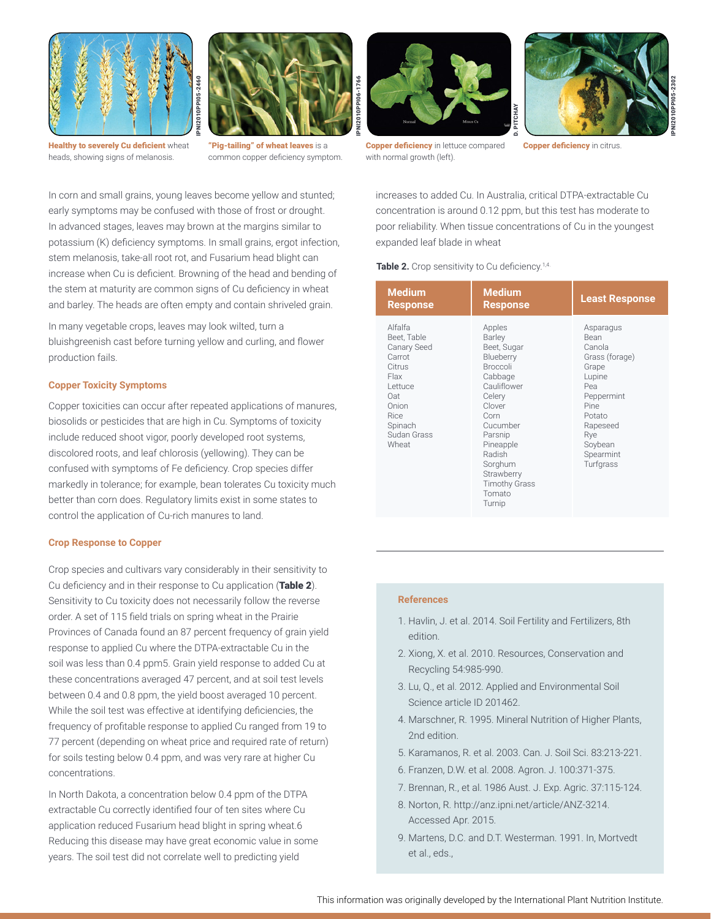**Healthy to severely Cu deficient** wheat heads, showing signs of melanosis.

**"Pig-tailing" of wheat leaves** is a common copper deficiency symptom.

**Copper deficiency** in lettuce compared with normal growth (left).

**Copper deficiency** in citrus.

In corn and small grains, young leaves become yellow and stunted; early symptoms may be confused with those of frost or drought. In advanced stages, leaves may brown at the margins similar to potassium (K) deficiency symptoms. In small grains, ergot infection, stem melanosis, take-all root rot, and Fusarium head blight can increase when Cu is deficient. Browning of the head and bending of the stem at maturity are common signs of Cu deficiency in wheat and barley. The heads are often empty and contain shriveled grain.

In many vegetable crops, leaves may look wilted, turn a bluishgreenish cast before turning yellow and curling, and flower production fails.

### Copper Toxicity Symptoms

Copper toxicities can occur after repeated applications of manures, biosolids or pesticides that are high in Cu. Symptoms of toxicity include reduced shoot vigor, poorly developed root systems, discolored roots, and leaf chlorosis (yellowing). They can be confused with symptoms of Fe deficiency. Crop species differ markedly in tolerance; for example, bean tolerates Cu toxicity much better than corn does. Regulatory limits exist in some states to control the application of Cu-rich manures to land.

### Crop Response to Copper

Crop species and cultivars vary considerably in their sensitivity to Cu deficiency and in their response to Cu application (**Table 2**). Sensitivity to Cu toxicity does not necessarily follow the reverse order. A set of 115 field trials on spring wheat in the Prairie Provinces of Canada found an 87 percent frequency of grain yield response to applied Cu where the DTPA-extractable Cu in the soil was less than 0.4 ppm5. Grain yield response to added Cu at these concentrations averaged 47 percent, and at soil test levels between 0.4 and 0.8 ppm, the yield boost averaged 10 percent. While the soil test was effective at identifying deficiencies, the frequency of profitable response to applied Cu ranged from 19 to 77 percent (depending on wheat price and required rate of return) for soils testing below 0.4 ppm, and was very rare at higher Cu concentrations.

In North Dakota, a concentration below 0.4 ppm of the DTPA extractable Cu correctly identified four of ten sites where Cu application reduced Fusarium head blight in spring wheat.6 Reducing this disease may have great economic value in some years. The soil test did not correlate well to predicting yield increases to added Cu. In Australia, critical DTPA-extractable Cu concentration is around 0.12 ppm, but this test has moderate to poor reliability. When tissue concentrations of Cu in the youngest expanded leaf blade in wheat

**Table 2.** Crop sensitivity to Cu deficiency.[1,4]

| Medium Response | Medium Response | Least Response |
|---|---|---|
| Alfalfa<br>Beet, Table<br>Canary Seed<br>Carrot<br>Citrus<br>Flax<br>Lettuce<br>Oat<br>Onion<br>Rice<br>Spinach<br>Sudan Grass<br>Wheat | Apples<br>Barley<br>Beet, Sugar<br>Blueberry<br>Broccoli<br>Cabbage<br>Cauliflower<br>Celery<br>Clover<br>Corn<br>Cucumber<br>Parsnip<br>Pineapple<br>Radish<br>Sorghum<br>Strawberry<br>Timothy Grass<br>Tomato<br>Turnip | Asparagus<br>Bean<br>Canola<br>Grass (forage)<br>Grape<br>Lupine<br>Pea<br>Peppermint<br>Pine<br>Potato<br>Rapeseed<br>Rye<br>Soybean<br>Spearmint<br>Turfgrass |

### References

1. Havlin, J. et al. 2014. Soil Fertility and Fertilizers, 8th edition.
2. Xiong, X. et al. 2010. Resources, Conservation and Recycling 54:985-990.
3. Lu, Q., et al. 2012. Applied and Environmental Soil Science article ID 201462.
4. Marschner, R. 1995. Mineral Nutrition of Higher Plants, 2nd edition.
5. Karamanos, R. et al. 2003. Can. J. Soil Sci. 83:213-221.
6. Franzen, D.W. et al. 2008. Agron. J. 100:371-375.
7. Brennan, R., et al. 1986 Aust. J. Exp. Agric. 37:115-124.
8. Norton, R. http://anz.ipni.net/article/ANZ-3214. Accessed Apr. 2015.
9. Martens, D.C. and D.T. Westerman. 1991. In, Mortvedt et al., eds.,

This information was originally developed by the International Plant Nutrition Institute.